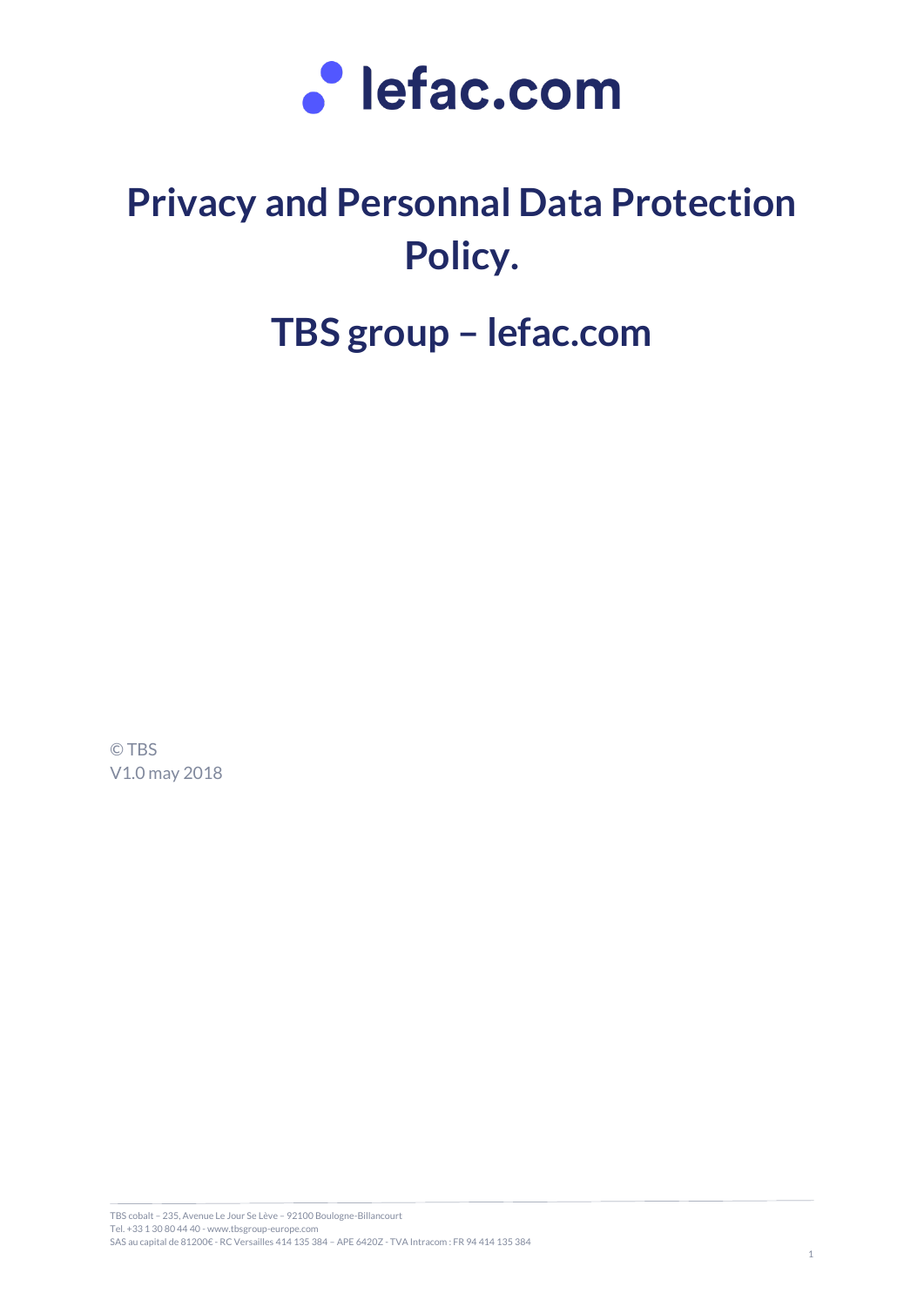lefac.com

# Privacy and Personnal Data Protection Policy.

# TBS group – lefac.com

© TBS
V1.0 may 2018

TBS cobalt – 235, Avenue Le Jour Se Lève – 92100 Boulogne-Billancourt
Tel. +33 1 30 80 44 40 - www.tbsgroup-europe.com
SAS au capital de 81200€ - RC Versailles 414 135 384 – APE 6420Z - TVA Intracom : FR 94 414 135 384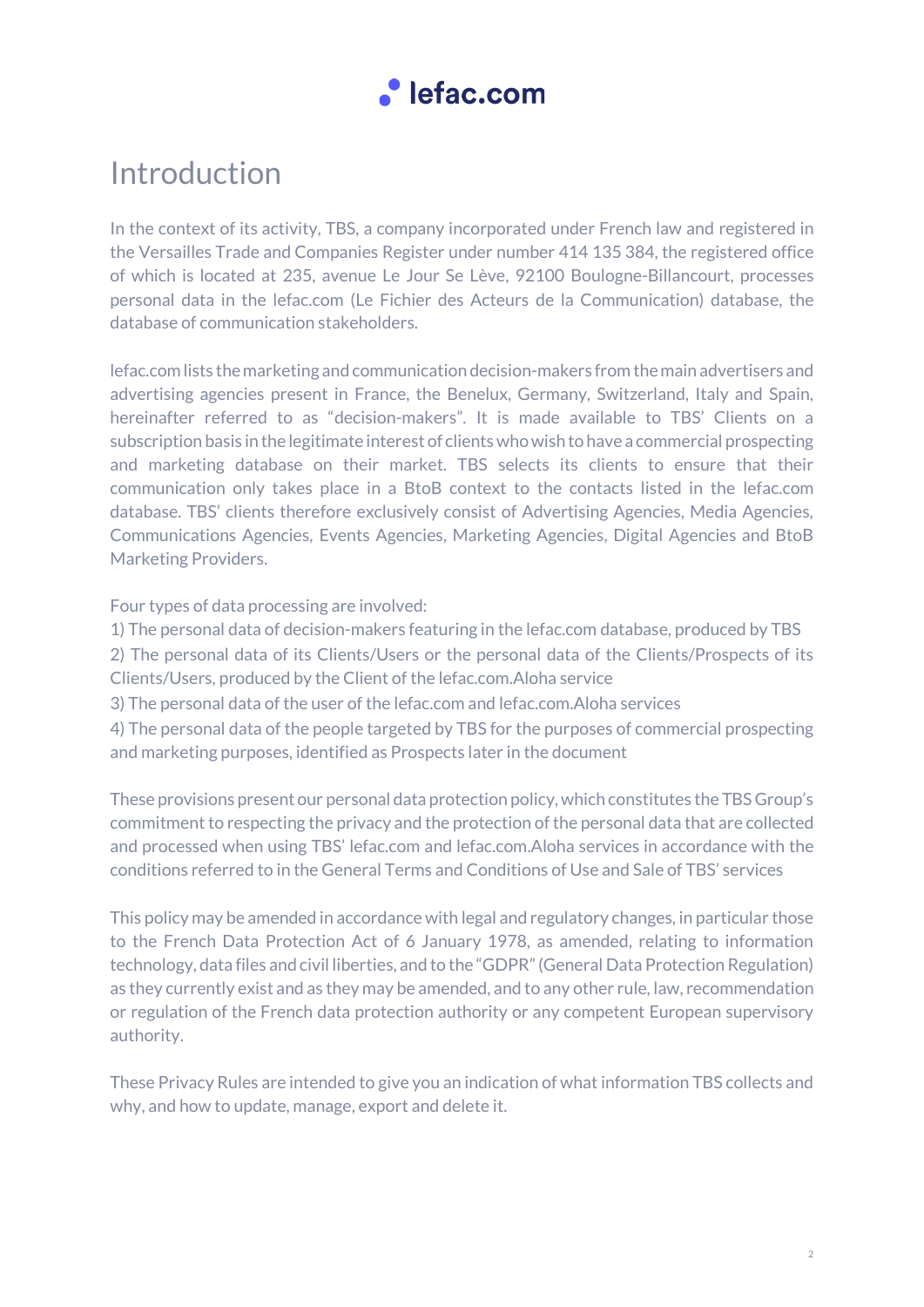# Introduction

In the context of its activity, TBS, a company incorporated under French law and registered in the Versailles Trade and Companies Register under number 414 135 384, the registered office of which is located at 235, avenue Le Jour Se Lève, 92100 Boulogne-Billancourt, processes personal data in the lefac.com (Le Fichier des Acteurs de la Communication) database, the database of communication stakeholders.

lefac.com lists the marketing and communication decision-makers from the main advertisers and advertising agencies present in France, the Benelux, Germany, Switzerland, Italy and Spain, hereinafter referred to as "decision-makers". It is made available to TBS' Clients on a subscription basis in the legitimate interest of clients who wish to have a commercial prospecting and marketing database on their market. TBS selects its clients to ensure that their communication only takes place in a BtoB context to the contacts listed in the lefac.com database. TBS' clients therefore exclusively consist of Advertising Agencies, Media Agencies, Communications Agencies, Events Agencies, Marketing Agencies, Digital Agencies and BtoB Marketing Providers.

Four types of data processing are involved:

1) The personal data of decision-makers featuring in the lefac.com database, produced by TBS

2) The personal data of its Clients/Users or the personal data of the Clients/Prospects of its Clients/Users, produced by the Client of the lefac.com.Aloha service

3) The personal data of the user of the lefac.com and lefac.com.Aloha services

4) The personal data of the people targeted by TBS for the purposes of commercial prospecting and marketing purposes, identified as Prospects later in the document

These provisions present our personal data protection policy, which constitutes the TBS Group's commitment to respecting the privacy and the protection of the personal data that are collected and processed when using TBS' lefac.com and lefac.com.Aloha services in accordance with the conditions referred to in the General Terms and Conditions of Use and Sale of TBS' services

This policy may be amended in accordance with legal and regulatory changes, in particular those to the French Data Protection Act of 6 January 1978, as amended, relating to information technology, data files and civil liberties, and to the "GDPR" (General Data Protection Regulation) as they currently exist and as they may be amended, and to any other rule, law, recommendation or regulation of the French data protection authority or any competent European supervisory authority.

These Privacy Rules are intended to give you an indication of what information TBS collects and why, and how to update, manage, export and delete it.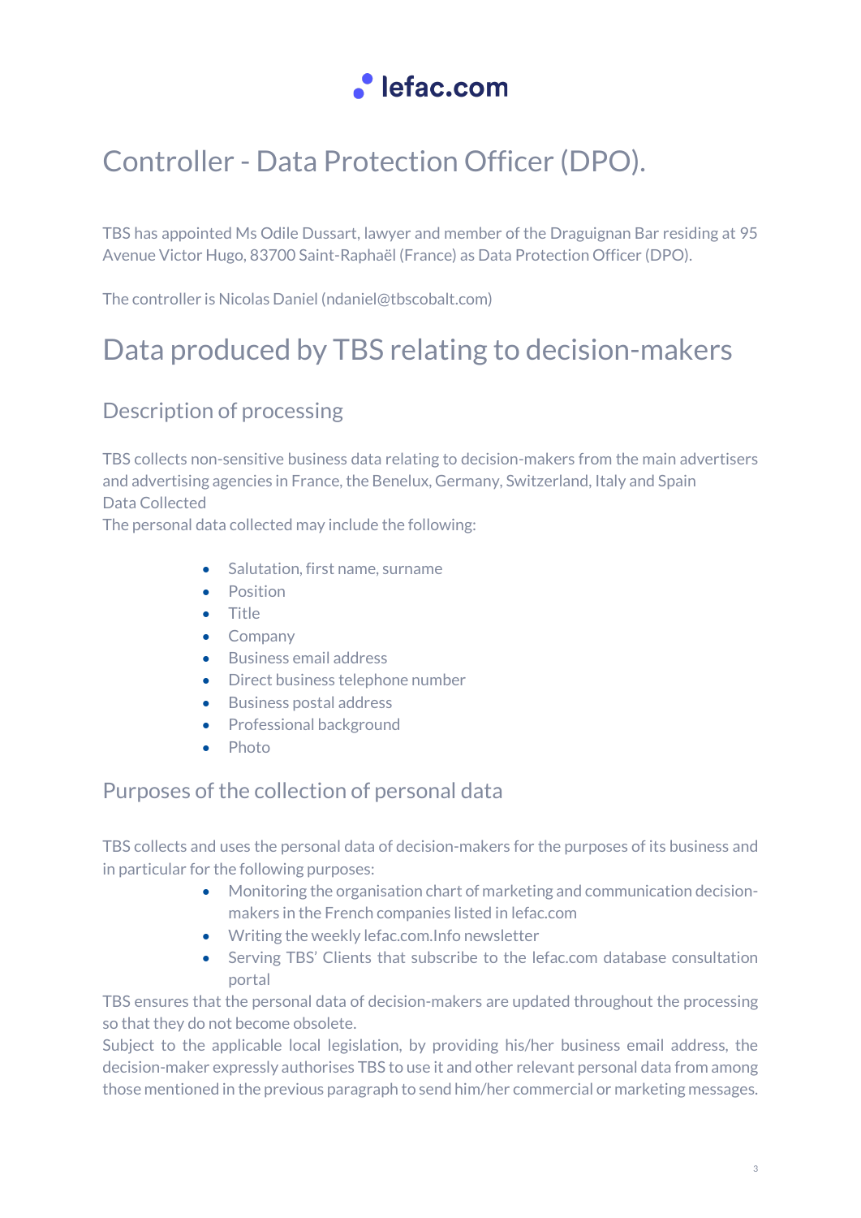# Controller - Data Protection Officer (DPO).

TBS has appointed Ms Odile Dussart, lawyer and member of the Draguignan Bar residing at 95 Avenue Victor Hugo, 83700 Saint-Raphaël (France) as Data Protection Officer (DPO).

The controller is Nicolas Daniel (ndaniel@tbscobalt.com)

# Data produced by TBS relating to decision-makers

## Description of processing

TBS collects non-sensitive business data relating to decision-makers from the main advertisers and advertising agencies in France, the Benelux, Germany, Switzerland, Italy and Spain
Data Collected
The personal data collected may include the following:

- Salutation, first name, surname
- Position
- Title
- Company
- Business email address
- Direct business telephone number
- Business postal address
- Professional background
- Photo

## Purposes of the collection of personal data

TBS collects and uses the personal data of decision-makers for the purposes of its business and in particular for the following purposes:

- Monitoring the organisation chart of marketing and communication decision-makers in the French companies listed in lefac.com
- Writing the weekly lefac.com.Info newsletter
- Serving TBS' Clients that subscribe to the lefac.com database consultation portal

TBS ensures that the personal data of decision-makers are updated throughout the processing so that they do not become obsolete.
Subject to the applicable local legislation, by providing his/her business email address, the decision-maker expressly authorises TBS to use it and other relevant personal data from among those mentioned in the previous paragraph to send him/her commercial or marketing messages.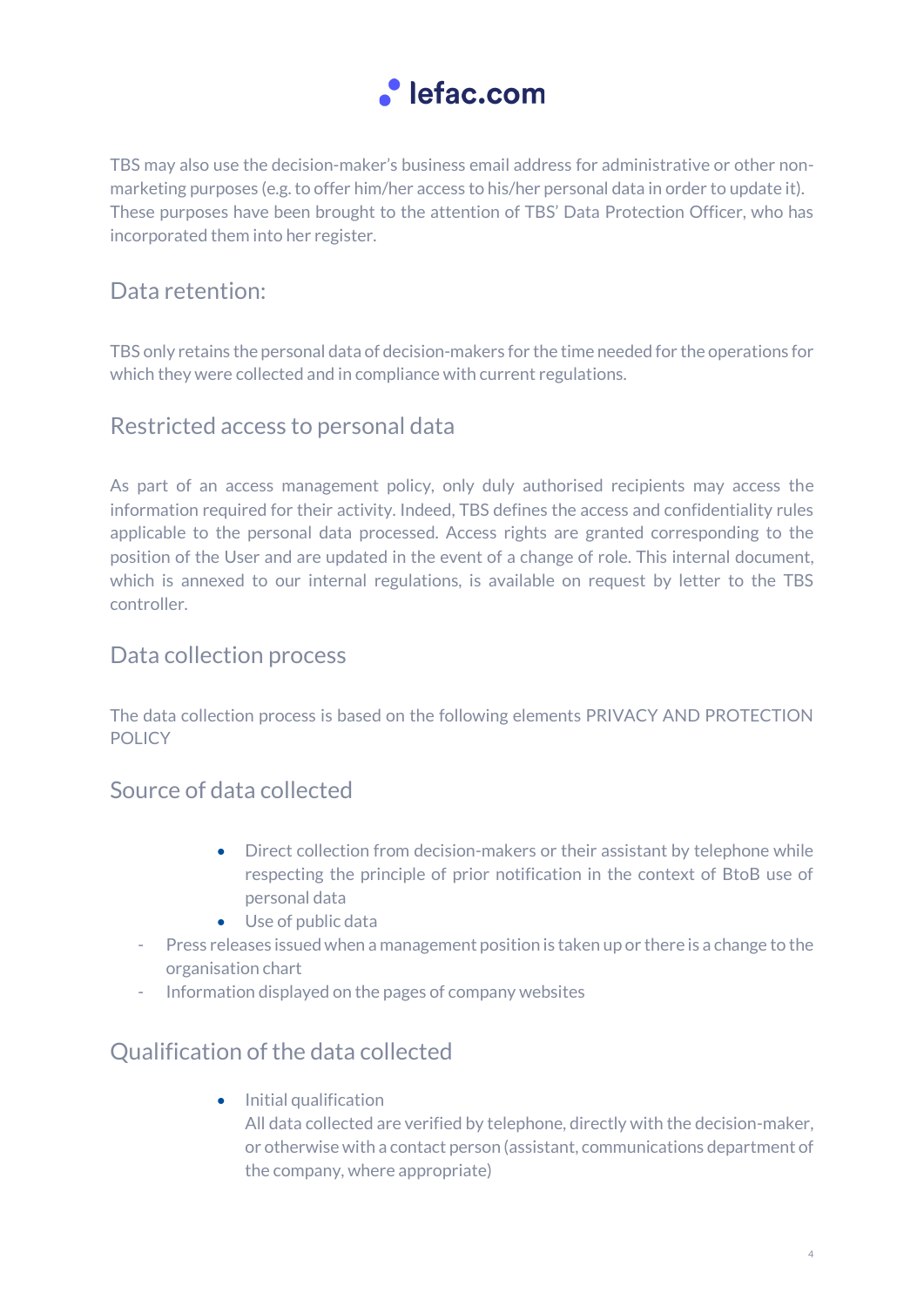TBS may also use the decision-maker's business email address for administrative or other non-marketing purposes (e.g. to offer him/her access to his/her personal data in order to update it). These purposes have been brought to the attention of TBS' Data Protection Officer, who has incorporated them into her register.

## Data retention:

TBS only retains the personal data of decision-makers for the time needed for the operations for which they were collected and in compliance with current regulations.

## Restricted access to personal data

As part of an access management policy, only duly authorised recipients may access the information required for their activity. Indeed, TBS defines the access and confidentiality rules applicable to the personal data processed. Access rights are granted corresponding to the position of the User and are updated in the event of a change of role. This internal document, which is annexed to our internal regulations, is available on request by letter to the TBS controller.

## Data collection process

The data collection process is based on the following elements PRIVACY AND PROTECTION POLICY

## Source of data collected

- Direct collection from decision-makers or their assistant by telephone while respecting the principle of prior notification in the context of BtoB use of personal data
- Use of public data
  - Press releases issued when a management position is taken up or there is a change to the organisation chart
  - Information displayed on the pages of company websites

## Qualification of the data collected

- Initial qualification
  All data collected are verified by telephone, directly with the decision-maker, or otherwise with a contact person (assistant, communications department of the company, where appropriate)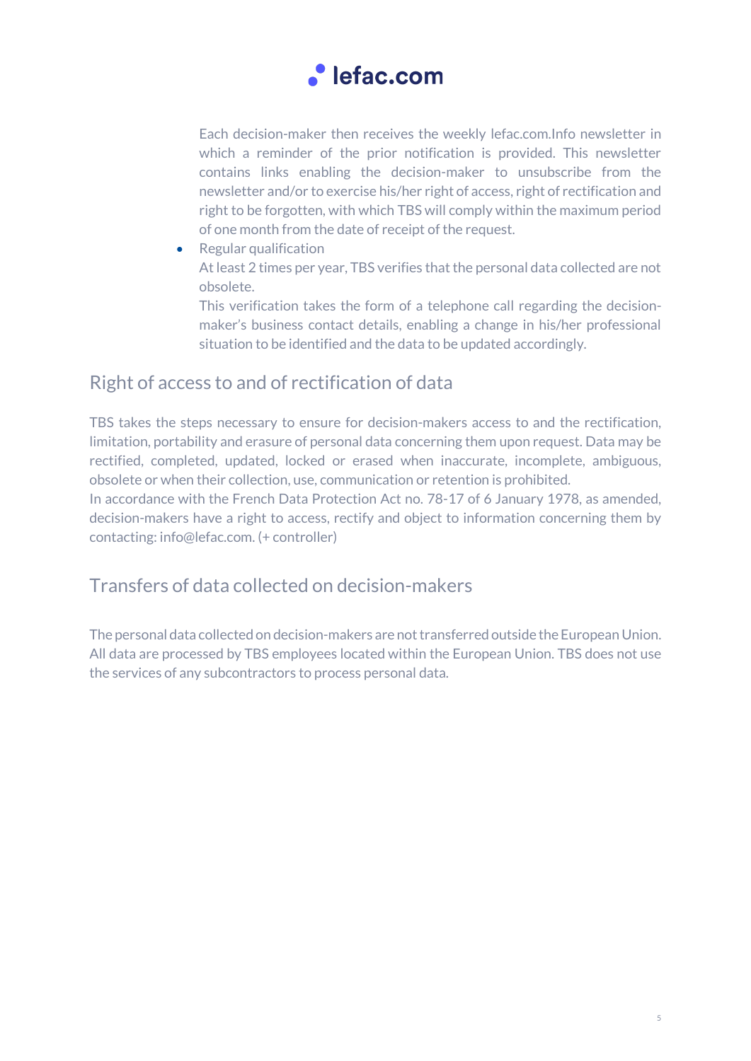Each decision-maker then receives the weekly lefac.com.Info newsletter in which a reminder of the prior notification is provided. This newsletter contains links enabling the decision-maker to unsubscribe from the newsletter and/or to exercise his/her right of access, right of rectification and right to be forgotten, with which TBS will comply within the maximum period of one month from the date of receipt of the request.

- Regular qualification
  At least 2 times per year, TBS verifies that the personal data collected are not obsolete.
  This verification takes the form of a telephone call regarding the decision-maker's business contact details, enabling a change in his/her professional situation to be identified and the data to be updated accordingly.

## Right of access to and of rectification of data

TBS takes the steps necessary to ensure for decision-makers access to and the rectification, limitation, portability and erasure of personal data concerning them upon request. Data may be rectified, completed, updated, locked or erased when inaccurate, incomplete, ambiguous, obsolete or when their collection, use, communication or retention is prohibited.
In accordance with the French Data Protection Act no. 78-17 of 6 January 1978, as amended, decision-makers have a right to access, rectify and object to information concerning them by contacting: info@lefac.com. (+ controller)

## Transfers of data collected on decision-makers

The personal data collected on decision-makers are not transferred outside the European Union. All data are processed by TBS employees located within the European Union. TBS does not use the services of any subcontractors to process personal data.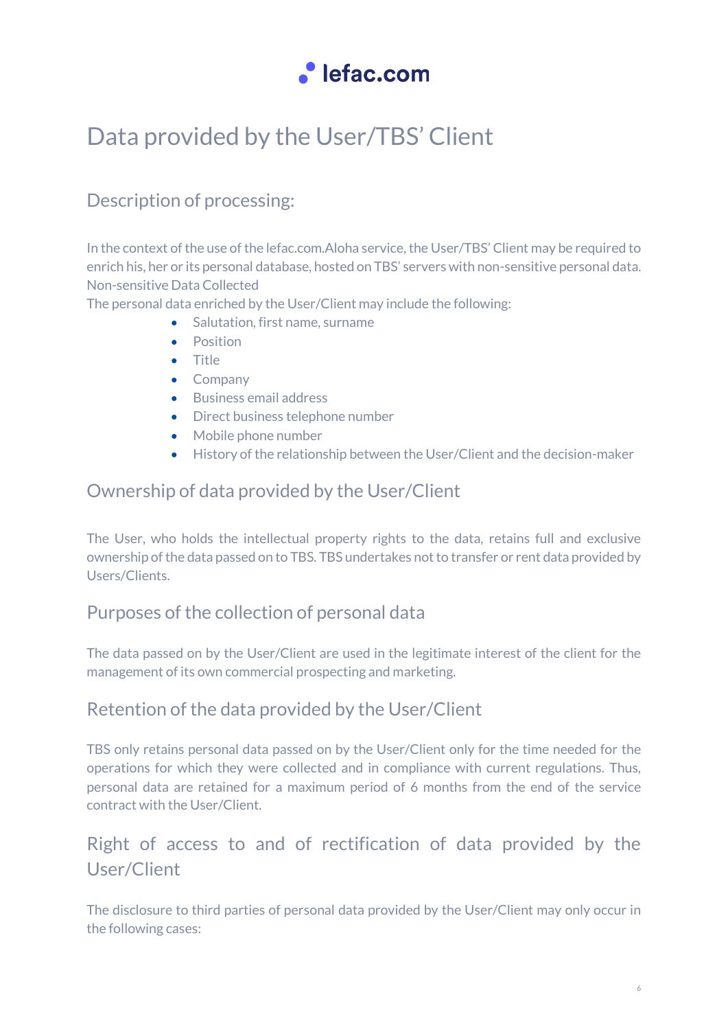# Data provided by the User/TBS' Client

## Description of processing:

In the context of the use of the lefac.com.Aloha service, the User/TBS' Client may be required to enrich his, her or its personal database, hosted on TBS' servers with non-sensitive personal data.
Non-sensitive Data Collected
The personal data enriched by the User/Client may include the following:

- Salutation, first name, surname
- Position
- Title
- Company
- Business email address
- Direct business telephone number
- Mobile phone number
- History of the relationship between the User/Client and the decision-maker

## Ownership of data provided by the User/Client

The User, who holds the intellectual property rights to the data, retains full and exclusive ownership of the data passed on to TBS. TBS undertakes not to transfer or rent data provided by Users/Clients.

## Purposes of the collection of personal data

The data passed on by the User/Client are used in the legitimate interest of the client for the management of its own commercial prospecting and marketing.

## Retention of the data provided by the User/Client

TBS only retains personal data passed on by the User/Client only for the time needed for the operations for which they were collected and in compliance with current regulations. Thus, personal data are retained for a maximum period of 6 months from the end of the service contract with the User/Client.

## Right of access to and of rectification of data provided by the User/Client

The disclosure to third parties of personal data provided by the User/Client may only occur in the following cases: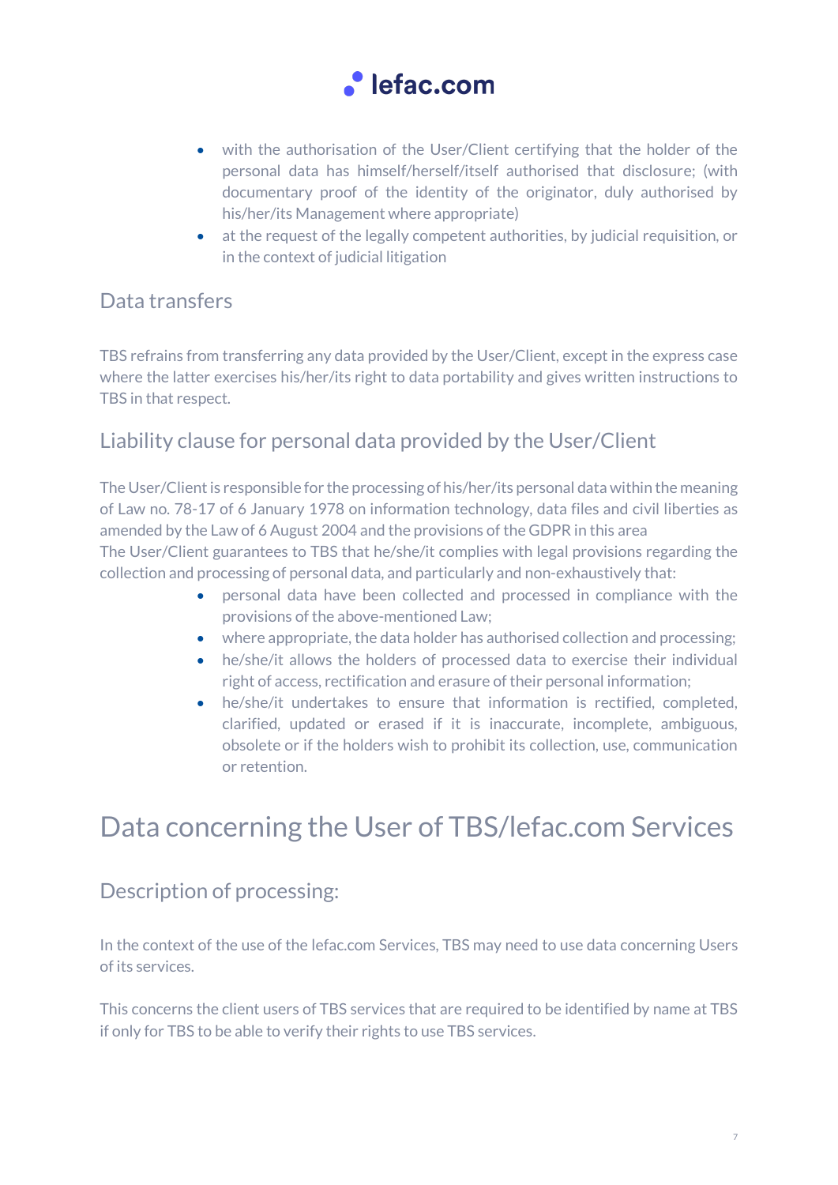- with the authorisation of the User/Client certifying that the holder of the personal data has himself/herself/itself authorised that disclosure; (with documentary proof of the identity of the originator, duly authorised by his/her/its Management where appropriate)
- at the request of the legally competent authorities, by judicial requisition, or in the context of judicial litigation

## Data transfers

TBS refrains from transferring any data provided by the User/Client, except in the express case where the latter exercises his/her/its right to data portability and gives written instructions to TBS in that respect.

## Liability clause for personal data provided by the User/Client

The User/Client is responsible for the processing of his/her/its personal data within the meaning of Law no. 78-17 of 6 January 1978 on information technology, data files and civil liberties as amended by the Law of 6 August 2004 and the provisions of the GDPR in this area
The User/Client guarantees to TBS that he/she/it complies with legal provisions regarding the collection and processing of personal data, and particularly and non-exhaustively that:

- personal data have been collected and processed in compliance with the provisions of the above-mentioned Law;
- where appropriate, the data holder has authorised collection and processing;
- he/she/it allows the holders of processed data to exercise their individual right of access, rectification and erasure of their personal information;
- he/she/it undertakes to ensure that information is rectified, completed, clarified, updated or erased if it is inaccurate, incomplete, ambiguous, obsolete or if the holders wish to prohibit its collection, use, communication or retention.

# Data concerning the User of TBS/lefac.com Services

## Description of processing:

In the context of the use of the lefac.com Services, TBS may need to use data concerning Users of its services.

This concerns the client users of TBS services that are required to be identified by name at TBS if only for TBS to be able to verify their rights to use TBS services.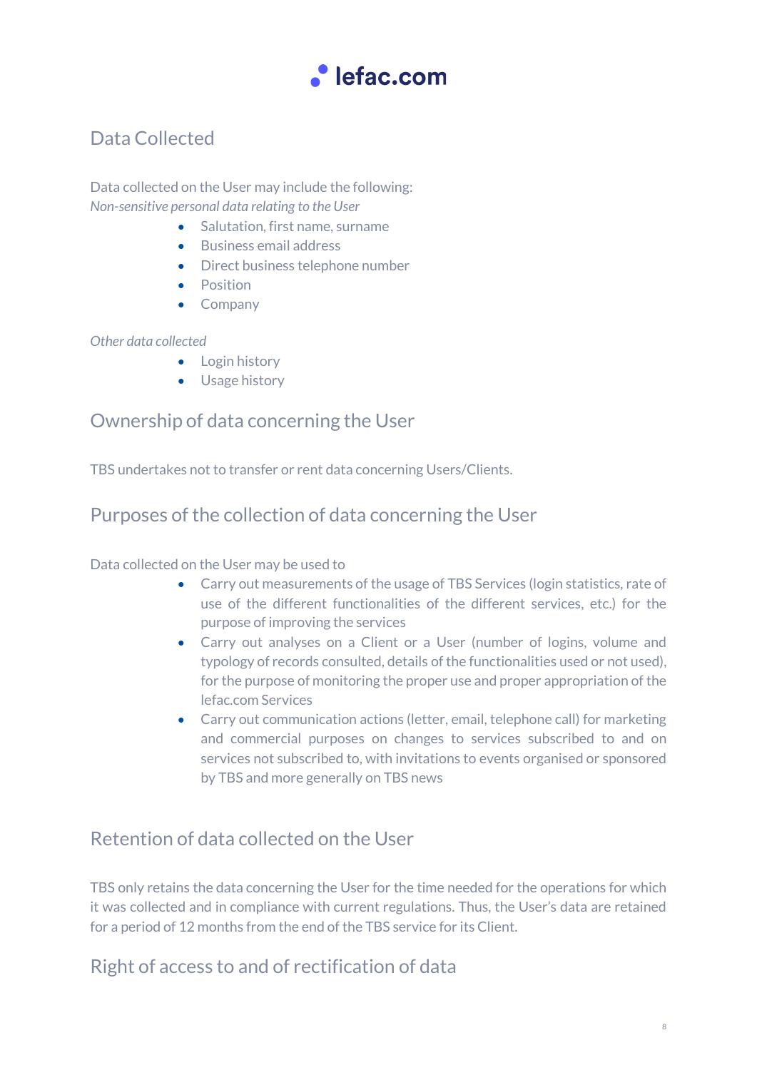## Data Collected

Data collected on the User may include the following:
*Non-sensitive personal data relating to the User*

- Salutation, first name, surname
- Business email address
- Direct business telephone number
- Position
- Company

*Other data collected*

- Login history
- Usage history

## Ownership of data concerning the User

TBS undertakes not to transfer or rent data concerning Users/Clients.

## Purposes of the collection of data concerning the User

Data collected on the User may be used to

- Carry out measurements of the usage of TBS Services (login statistics, rate of use of the different functionalities of the different services, etc.) for the purpose of improving the services
- Carry out analyses on a Client or a User (number of logins, volume and typology of records consulted, details of the functionalities used or not used), for the purpose of monitoring the proper use and proper appropriation of the lefac.com Services
- Carry out communication actions (letter, email, telephone call) for marketing and commercial purposes on changes to services subscribed to and on services not subscribed to, with invitations to events organised or sponsored by TBS and more generally on TBS news

## Retention of data collected on the User

TBS only retains the data concerning the User for the time needed for the operations for which it was collected and in compliance with current regulations. Thus, the User's data are retained for a period of 12 months from the end of the TBS service for its Client.

## Right of access to and of rectification of data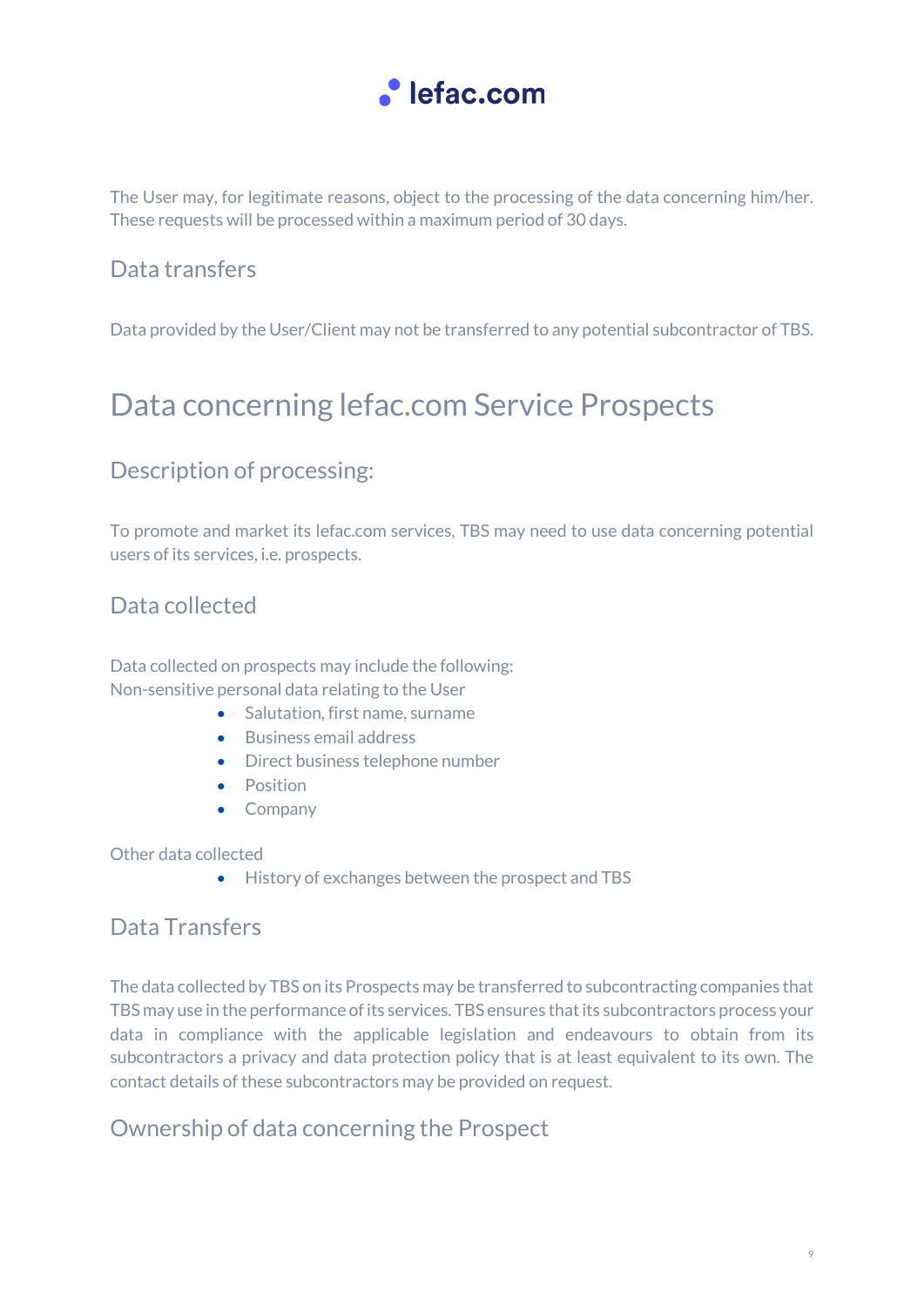The User may, for legitimate reasons, object to the processing of the data concerning him/her. These requests will be processed within a maximum period of 30 days.

### Data transfers

Data provided by the User/Client may not be transferred to any potential subcontractor of TBS.

## Data concerning lefac.com Service Prospects

### Description of processing:

To promote and market its lefac.com services, TBS may need to use data concerning potential users of its services, i.e. prospects.

### Data collected

Data collected on prospects may include the following:
Non-sensitive personal data relating to the User

- Salutation, first name, surname
- Business email address
- Direct business telephone number
- Position
- Company

Other data collected

- History of exchanges between the prospect and TBS

### Data Transfers

The data collected by TBS on its Prospects may be transferred to subcontracting companies that TBS may use in the performance of its services. TBS ensures that its subcontractors process your data in compliance with the applicable legislation and endeavours to obtain from its subcontractors a privacy and data protection policy that is at least equivalent to its own. The contact details of these subcontractors may be provided on request.

### Ownership of data concerning the Prospect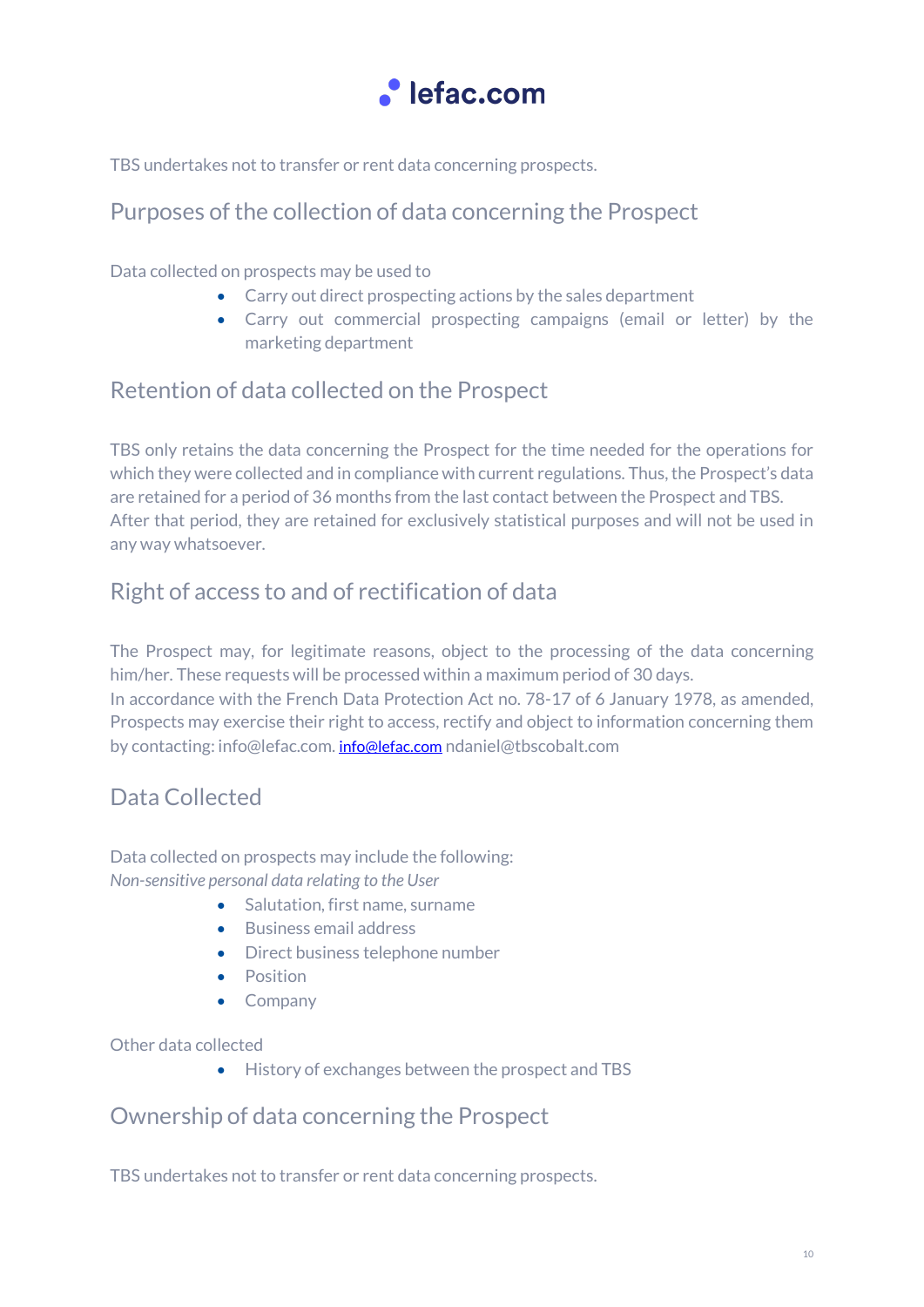TBS undertakes not to transfer or rent data concerning prospects.

## Purposes of the collection of data concerning the Prospect

Data collected on prospects may be used to

- Carry out direct prospecting actions by the sales department
- Carry out commercial prospecting campaigns (email or letter) by the marketing department

## Retention of data collected on the Prospect

TBS only retains the data concerning the Prospect for the time needed for the operations for which they were collected and in compliance with current regulations. Thus, the Prospect's data are retained for a period of 36 months from the last contact between the Prospect and TBS. After that period, they are retained for exclusively statistical purposes and will not be used in any way whatsoever.

## Right of access to and of rectification of data

The Prospect may, for legitimate reasons, object to the processing of the data concerning him/her. These requests will be processed within a maximum period of 30 days.
In accordance with the French Data Protection Act no. 78-17 of 6 January 1978, as amended, Prospects may exercise their right to access, rectify and object to information concerning them by contacting: info@lefac.com. info@lefac.com ndaniel@tbscobalt.com

## Data Collected

Data collected on prospects may include the following:
*Non-sensitive personal data relating to the User*

- Salutation, first name, surname
- Business email address
- Direct business telephone number
- Position
- Company

Other data collected

- History of exchanges between the prospect and TBS

## Ownership of data concerning the Prospect

TBS undertakes not to transfer or rent data concerning prospects.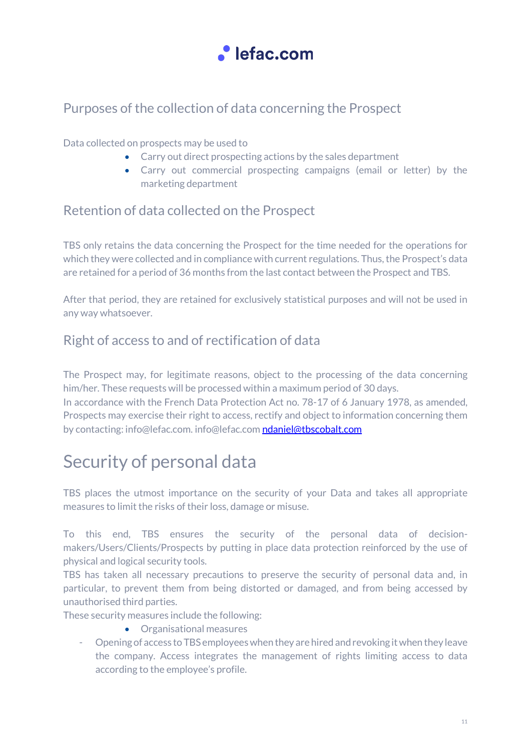## Purposes of the collection of data concerning the Prospect

Data collected on prospects may be used to

- Carry out direct prospecting actions by the sales department
- Carry out commercial prospecting campaigns (email or letter) by the marketing department

## Retention of data collected on the Prospect

TBS only retains the data concerning the Prospect for the time needed for the operations for which they were collected and in compliance with current regulations. Thus, the Prospect's data are retained for a period of 36 months from the last contact between the Prospect and TBS.

After that period, they are retained for exclusively statistical purposes and will not be used in any way whatsoever.

## Right of access to and of rectification of data

The Prospect may, for legitimate reasons, object to the processing of the data concerning him/her. These requests will be processed within a maximum period of 30 days.
In accordance with the French Data Protection Act no. 78-17 of 6 January 1978, as amended, Prospects may exercise their right to access, rectify and object to information concerning them by contacting: info@lefac.com. info@lefac.com ndaniel@tbscobalt.com

# Security of personal data

TBS places the utmost importance on the security of your Data and takes all appropriate measures to limit the risks of their loss, damage or misuse.

To this end, TBS ensures the security of the personal data of decision-makers/Users/Clients/Prospects by putting in place data protection reinforced by the use of physical and logical security tools.
TBS has taken all necessary precautions to preserve the security of personal data and, in particular, to prevent them from being distorted or damaged, and from being accessed by unauthorised third parties.
These security measures include the following:

- Organisational measures

- Opening of access to TBS employees when they are hired and revoking it when they leave the company. Access integrates the management of rights limiting access to data according to the employee's profile.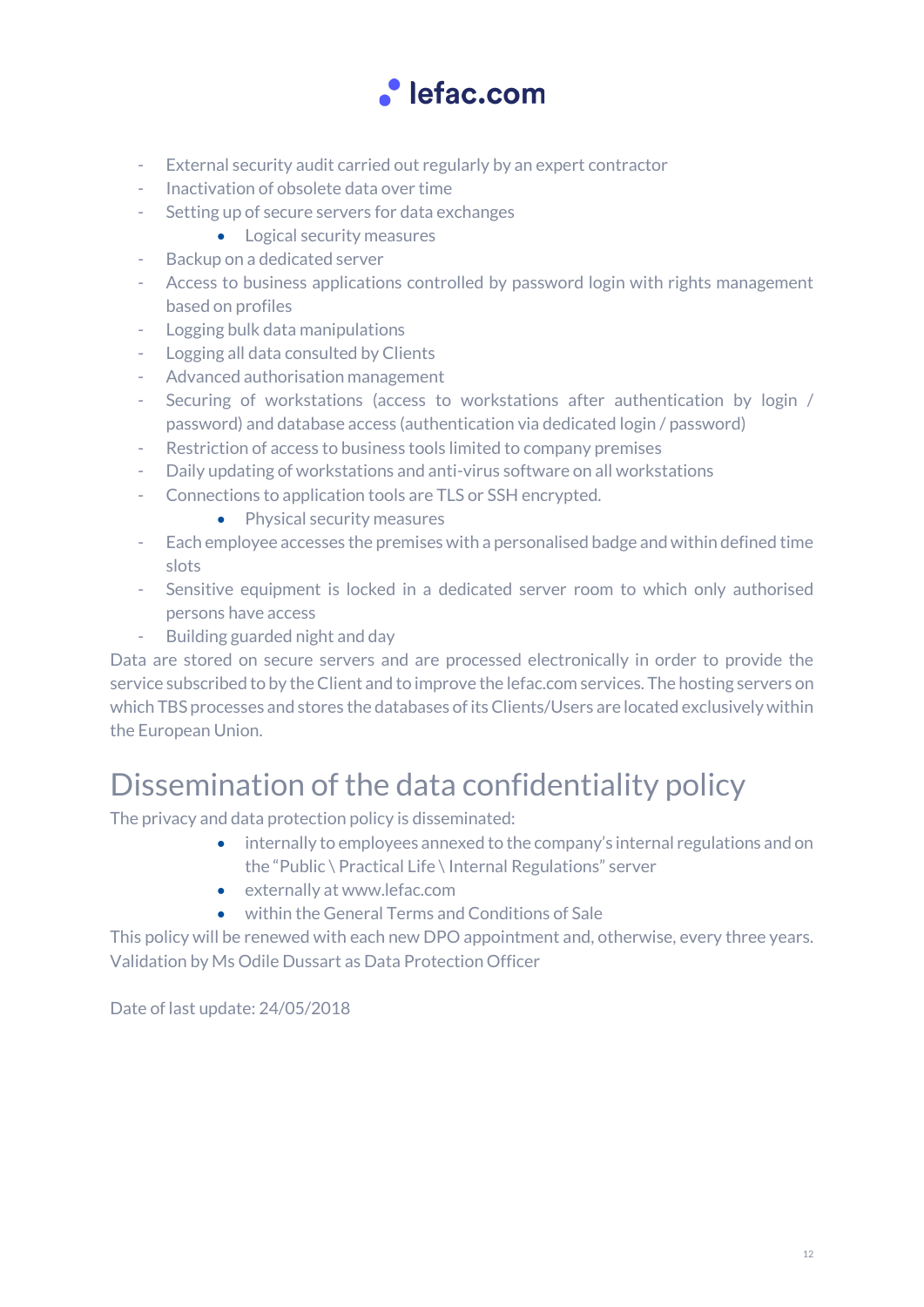- External security audit carried out regularly by an expert contractor
- Inactivation of obsolete data over time
- Setting up of secure servers for data exchanges
  - Logical security measures
- Backup on a dedicated server
- Access to business applications controlled by password login with rights management based on profiles
- Logging bulk data manipulations
- Logging all data consulted by Clients
- Advanced authorisation management
- Securing of workstations (access to workstations after authentication by login / password) and database access (authentication via dedicated login / password)
- Restriction of access to business tools limited to company premises
- Daily updating of workstations and anti-virus software on all workstations
- Connections to application tools are TLS or SSH encrypted.
  - Physical security measures
- Each employee accesses the premises with a personalised badge and within defined time slots
- Sensitive equipment is locked in a dedicated server room to which only authorised persons have access
- Building guarded night and day

Data are stored on secure servers and are processed electronically in order to provide the service subscribed to by the Client and to improve the lefac.com services. The hosting servers on which TBS processes and stores the databases of its Clients/Users are located exclusively within the European Union.

# Dissemination of the data confidentiality policy

The privacy and data protection policy is disseminated:

- internally to employees annexed to the company's internal regulations and on the "Public \ Practical Life \ Internal Regulations" server
- externally at www.lefac.com
- within the General Terms and Conditions of Sale

This policy will be renewed with each new DPO appointment and, otherwise, every three years.
Validation by Ms Odile Dussart as Data Protection Officer

Date of last update: 24/05/2018